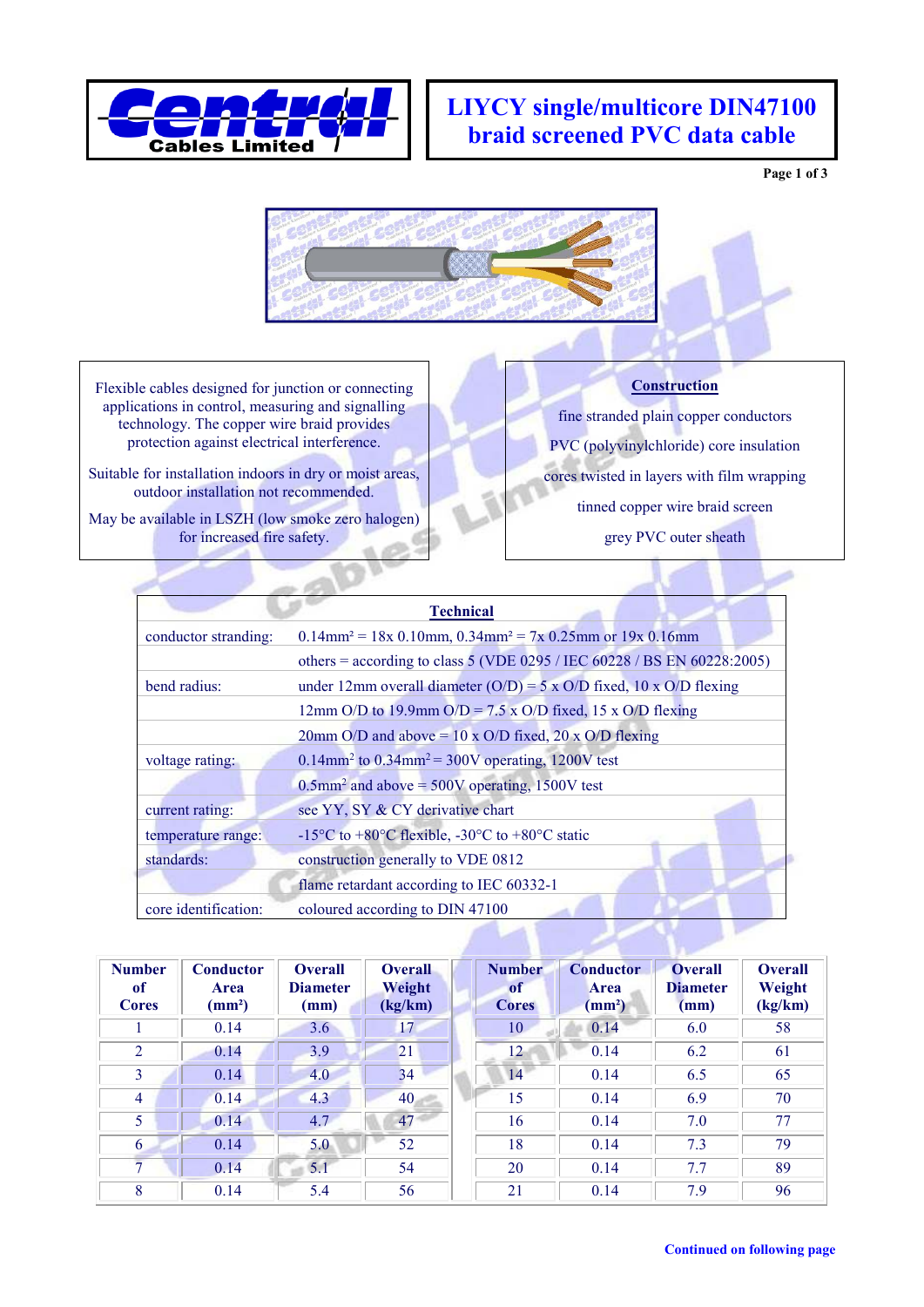# LIYCY single/multicore DIN47100 braid screened PVC data cable

Flexible cables designed for junction or connecting applications in control, measuring and signalling technology. The copper wire braid provides protection against electrical interference.

Suitable for installation indoors in dry or moist areas, outdoor installation not recommended.

May be available in LSZH (low smoke zero halogen) for increased fire safety.

## Construction

fine stranded plain copper conductors

PVC (polyvinylchloride) core insulation

cores twisted in layers with film wrapping

tinned copper wire braid screen

grey PVC outer sheath

## Technical

| | |
|---|---|
| conductor stranding: | 0.14mm² = 18x 0.10mm, 0.34mm² = 7x 0.25mm or 19x 0.16mm |
| | others = according to class 5 (VDE 0295 / IEC 60228 / BS EN 60228:2005) |
| bend radius: | under 12mm overall diameter (O/D) = 5 x O/D fixed, 10 x O/D flexing |
| | 12mm O/D to 19.9mm O/D = 7.5 x O/D fixed, 15 x O/D flexing |
| | 20mm O/D and above = 10 x O/D fixed, 20 x O/D flexing |
| voltage rating: | 0.14mm² to 0.34mm² = 300V operating, 1200V test |
| | 0.5mm² and above = 500V operating, 1500V test |
| current rating: | see YY, SY & CY derivative chart |
| temperature range: | -15°C to +80°C flexible, -30°C to +80°C static |
| standards: | construction generally to VDE 0812 |
| | flame retardant according to IEC 60332-1 |
| core identification: | coloured according to DIN 47100 |

| Number of Cores | Conductor Area (mm²) | Overall Diameter (mm) | Overall Weight (kg/km) | Number of Cores | Conductor Area (mm²) | Overall Diameter (mm) | Overall Weight (kg/km) |
|---|---|---|---|---|---|---|---|
| 1 | 0.14 | 3.6 | 17 | 10 | 0.14 | 6.0 | 58 |
| 2 | 0.14 | 3.9 | 21 | 12 | 0.14 | 6.2 | 61 |
| 3 | 0.14 | 4.0 | 34 | 14 | 0.14 | 6.5 | 65 |
| 4 | 0.14 | 4.3 | 40 | 15 | 0.14 | 6.9 | 70 |
| 5 | 0.14 | 4.7 | 47 | 16 | 0.14 | 7.0 | 77 |
| 6 | 0.14 | 5.0 | 52 | 18 | 0.14 | 7.3 | 79 |
| 7 | 0.14 | 5.1 | 54 | 20 | 0.14 | 7.7 | 89 |
| 8 | 0.14 | 5.4 | 56 | 21 | 0.14 | 7.9 | 96 |

**Continued on following page**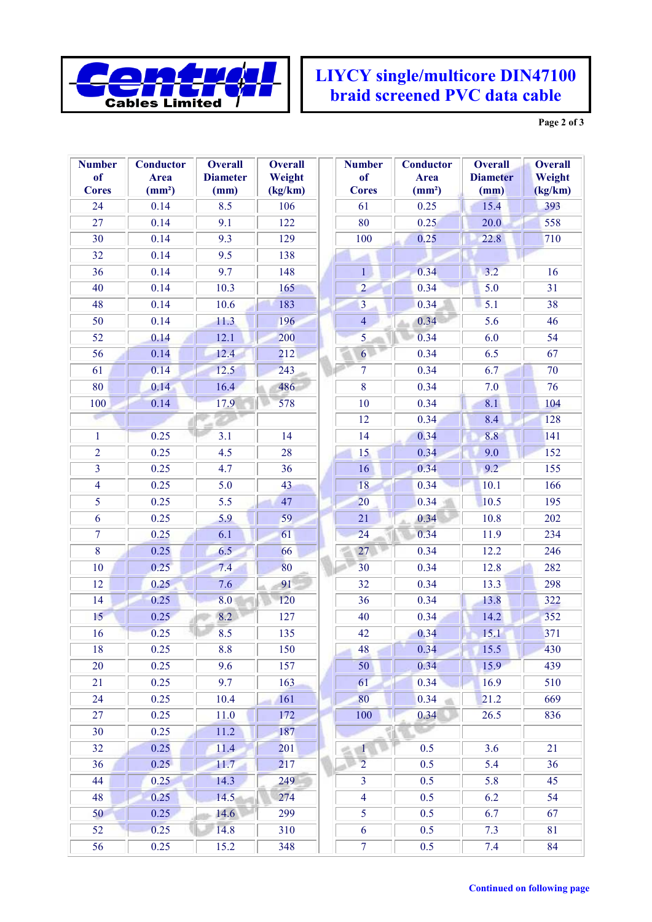# LIYCY single/multicore DIN47100 braid screened PVC data cable

Central Cables Limited

| Number of Cores | Conductor Area (mm²) | Overall Diameter (mm) | Overall Weight (kg/km) | Number of Cores | Conductor Area (mm²) | Overall Diameter (mm) | Overall Weight (kg/km) |
|---|---|---|---|---|---|---|---|
| 24 | 0.14 | 8.5 | 106 | 61 | 0.25 | 15.4 | 393 |
| 27 | 0.14 | 9.1 | 122 | 80 | 0.25 | 20.0 | 558 |
| 30 | 0.14 | 9.3 | 129 | 100 | 0.25 | 22.8 | 710 |
| 32 | 0.14 | 9.5 | 138 | | | | |
| 36 | 0.14 | 9.7 | 148 | 1 | 0.34 | 3.2 | 16 |
| 40 | 0.14 | 10.3 | 165 | 2 | 0.34 | 5.0 | 31 |
| 48 | 0.14 | 10.6 | 183 | 3 | 0.34 | 5.1 | 38 |
| 50 | 0.14 | 11.3 | 196 | 4 | 0.34 | 5.6 | 46 |
| 52 | 0.14 | 12.1 | 200 | 5 | 0.34 | 6.0 | 54 |
| 56 | 0.14 | 12.4 | 212 | 6 | 0.34 | 6.5 | 67 |
| 61 | 0.14 | 12.5 | 243 | 7 | 0.34 | 6.7 | 70 |
| 80 | 0.14 | 16.4 | 486 | 8 | 0.34 | 7.0 | 76 |
| 100 | 0.14 | 17.9 | 578 | 10 | 0.34 | 8.1 | 104 |
| | | | | 12 | 0.34 | 8.4 | 128 |
| 1 | 0.25 | 3.1 | 14 | 14 | 0.34 | 8.8 | 141 |
| 2 | 0.25 | 4.5 | 28 | 15 | 0.34 | 9.0 | 152 |
| 3 | 0.25 | 4.7 | 36 | 16 | 0.34 | 9.2 | 155 |
| 4 | 0.25 | 5.0 | 43 | 18 | 0.34 | 10.1 | 166 |
| 5 | 0.25 | 5.5 | 47 | 20 | 0.34 | 10.5 | 195 |
| 6 | 0.25 | 5.9 | 59 | 21 | 0.34 | 10.8 | 202 |
| 7 | 0.25 | 6.1 | 61 | 24 | 0.34 | 11.9 | 234 |
| 8 | 0.25 | 6.5 | 66 | 27 | 0.34 | 12.2 | 246 |
| 10 | 0.25 | 7.4 | 80 | 30 | 0.34 | 12.8 | 282 |
| 12 | 0.25 | 7.6 | 91 | 32 | 0.34 | 13.3 | 298 |
| 14 | 0.25 | 8.0 | 120 | 36 | 0.34 | 13.8 | 322 |
| 15 | 0.25 | 8.2 | 127 | 40 | 0.34 | 14.2 | 352 |
| 16 | 0.25 | 8.5 | 135 | 42 | 0.34 | 15.1 | 371 |
| 18 | 0.25 | 8.8 | 150 | 48 | 0.34 | 15.5 | 430 |
| 20 | 0.25 | 9.6 | 157 | 50 | 0.34 | 15.9 | 439 |
| 21 | 0.25 | 9.7 | 163 | 61 | 0.34 | 16.9 | 510 |
| 24 | 0.25 | 10.4 | 161 | 80 | 0.34 | 21.2 | 669 |
| 27 | 0.25 | 11.0 | 172 | 100 | 0.34 | 26.5 | 836 |
| 30 | 0.25 | 11.2 | 187 | | | | |
| 32 | 0.25 | 11.4 | 201 | 1 | 0.5 | 3.6 | 21 |
| 36 | 0.25 | 11.7 | 217 | 2 | 0.5 | 5.4 | 36 |
| 44 | 0.25 | 14.3 | 249 | 3 | 0.5 | 5.8 | 45 |
| 48 | 0.25 | 14.5 | 274 | 4 | 0.5 | 6.2 | 54 |
| 50 | 0.25 | 14.6 | 299 | 5 | 0.5 | 6.7 | 67 |
| 52 | 0.25 | 14.8 | 310 | 6 | 0.5 | 7.3 | 81 |
| 56 | 0.25 | 15.2 | 348 | 7 | 0.5 | 7.4 | 84 |

**Continued on following page**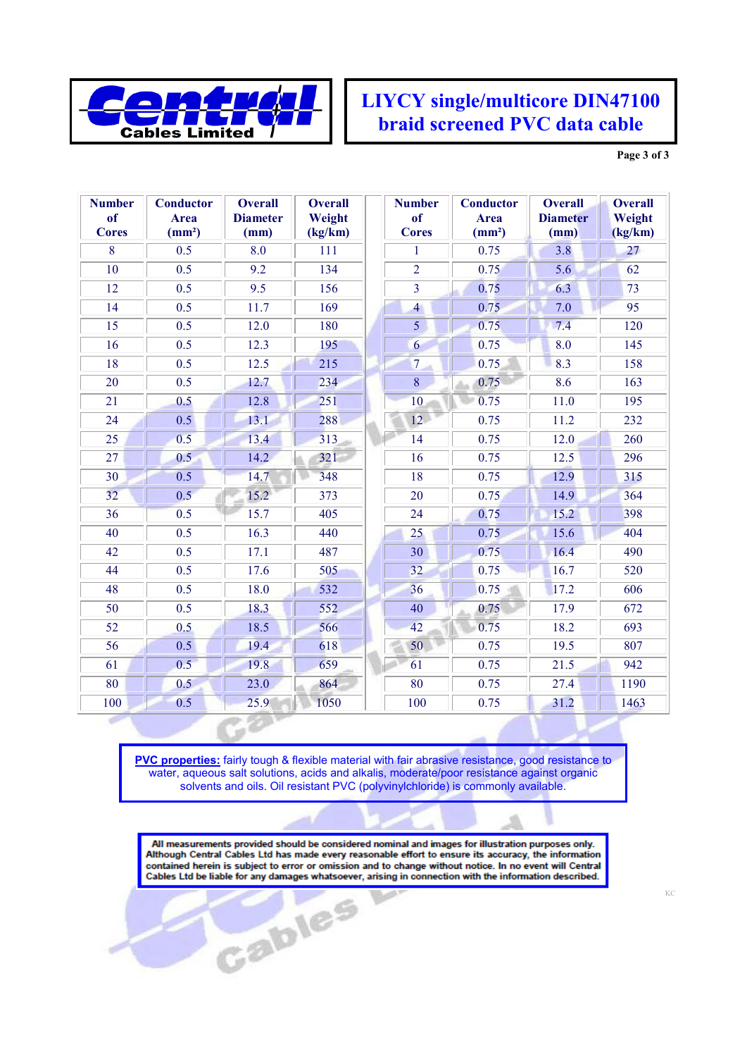# LIYCY single/multicore DIN47100 braid screened PVC data cable

| Number of Cores | Conductor Area (mm²) | Overall Diameter (mm) | Overall Weight (kg/km) | Number of Cores | Conductor Area (mm²) | Overall Diameter (mm) | Overall Weight (kg/km) |
|---|---|---|---|---|---|---|---|
| 8 | 0.5 | 8.0 | 111 | 1 | 0.75 | 3.8 | 27 |
| 10 | 0.5 | 9.2 | 134 | 2 | 0.75 | 5.6 | 62 |
| 12 | 0.5 | 9.5 | 156 | 3 | 0.75 | 6.3 | 73 |
| 14 | 0.5 | 11.7 | 169 | 4 | 0.75 | 7.0 | 95 |
| 15 | 0.5 | 12.0 | 180 | 5 | 0.75 | 7.4 | 120 |
| 16 | 0.5 | 12.3 | 195 | 6 | 0.75 | 8.0 | 145 |
| 18 | 0.5 | 12.5 | 215 | 7 | 0.75 | 8.3 | 158 |
| 20 | 0.5 | 12.7 | 234 | 8 | 0.75 | 8.6 | 163 |
| 21 | 0.5 | 12.8 | 251 | 10 | 0.75 | 11.0 | 195 |
| 24 | 0.5 | 13.1 | 288 | 12 | 0.75 | 11.2 | 232 |
| 25 | 0.5 | 13.4 | 313 | 14 | 0.75 | 12.0 | 260 |
| 27 | 0.5 | 14.2 | 321 | 16 | 0.75 | 12.5 | 296 |
| 30 | 0.5 | 14.7 | 348 | 18 | 0.75 | 12.9 | 315 |
| 32 | 0.5 | 15.2 | 373 | 20 | 0.75 | 14.9 | 364 |
| 36 | 0.5 | 15.7 | 405 | 24 | 0.75 | 15.2 | 398 |
| 40 | 0.5 | 16.3 | 440 | 25 | 0.75 | 15.6 | 404 |
| 42 | 0.5 | 17.1 | 487 | 30 | 0.75 | 16.4 | 490 |
| 44 | 0.5 | 17.6 | 505 | 32 | 0.75 | 16.7 | 520 |
| 48 | 0.5 | 18.0 | 532 | 36 | 0.75 | 17.2 | 606 |
| 50 | 0.5 | 18.3 | 552 | 40 | 0.75 | 17.9 | 672 |
| 52 | 0.5 | 18.5 | 566 | 42 | 0.75 | 18.2 | 693 |
| 56 | 0.5 | 19.4 | 618 | 50 | 0.75 | 19.5 | 807 |
| 61 | 0.5 | 19.8 | 659 | 61 | 0.75 | 21.5 | 942 |
| 80 | 0.5 | 23.0 | 864 | 80 | 0.75 | 27.4 | 1190 |
| 100 | 0.5 | 25.9 | 1050 | 100 | 0.75 | 31.2 | 1463 |

**PVC properties:** fairly tough & flexible material with fair abrasive resistance, good resistance to water, aqueous salt solutions, acids and alkalis, moderate/poor resistance against organic solvents and oils. Oil resistant PVC (polyvinylchloride) is commonly available.

**All measurements provided should be considered nominal and images for illustration purposes only. Although Central Cables Ltd has made every reasonable effort to ensure its accuracy, the information contained herein is subject to error or omission and to change without notice. In no event will Central Cables Ltd be liable for any damages whatsoever, arising in connection with the information described.**

KC